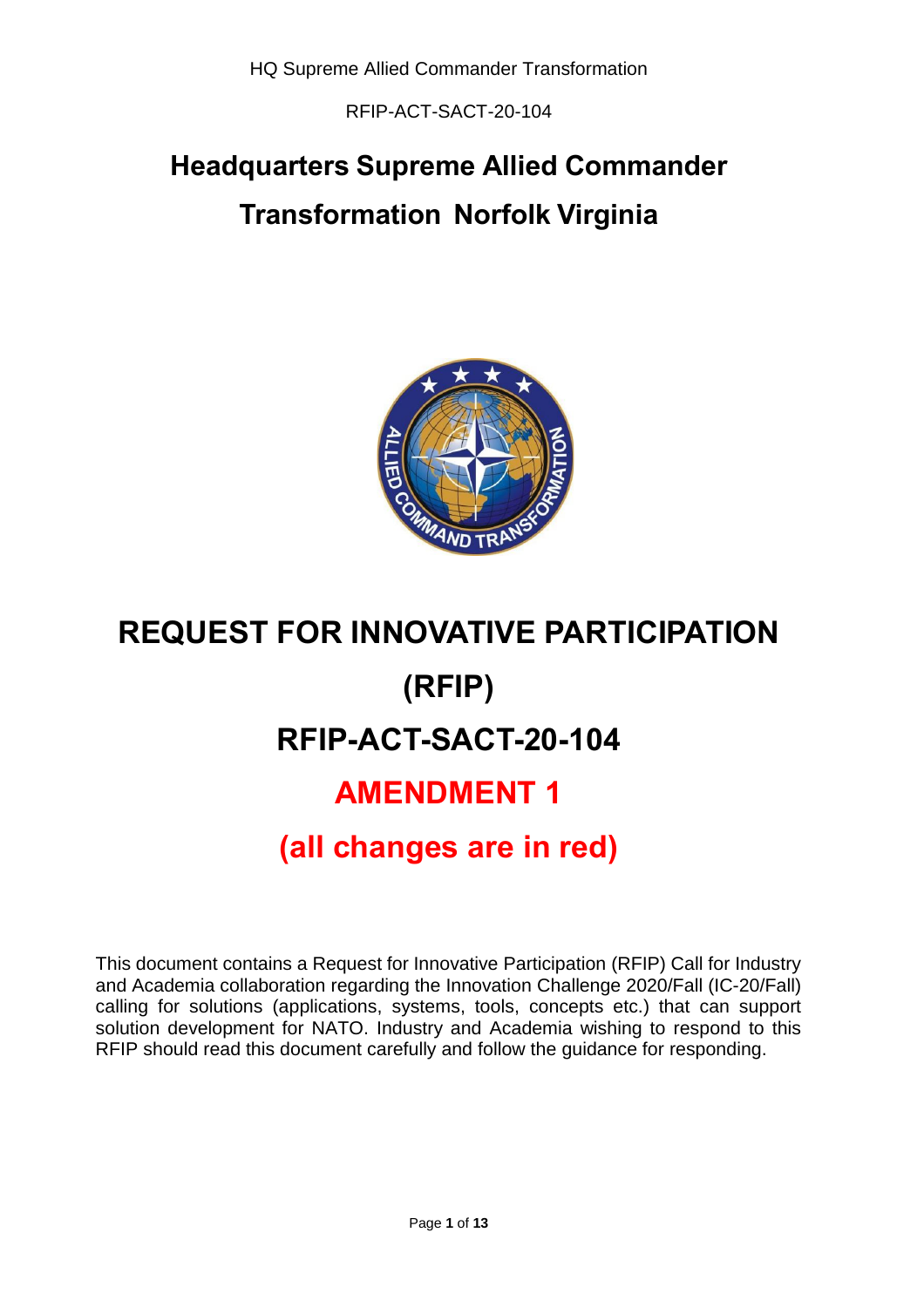# Headquarters Supreme Allied Commander Transformation Norfolk Virginia

# REQUEST FOR INNOVATIVE PARTICIPATION (RFIP)

# RFIP-ACT-SACT-20-104

## AMENDMENT 1

## (all changes are in red)

This document contains a Request for Innovative Participation (RFIP) Call for Industry and Academia collaboration regarding the Innovation Challenge 2020/Fall (IC-20/Fall) calling for solutions (applications, systems, tools, concepts etc.) that can support solution development for NATO. Industry and Academia wishing to respond to this RFIP should read this document carefully and follow the guidance for responding.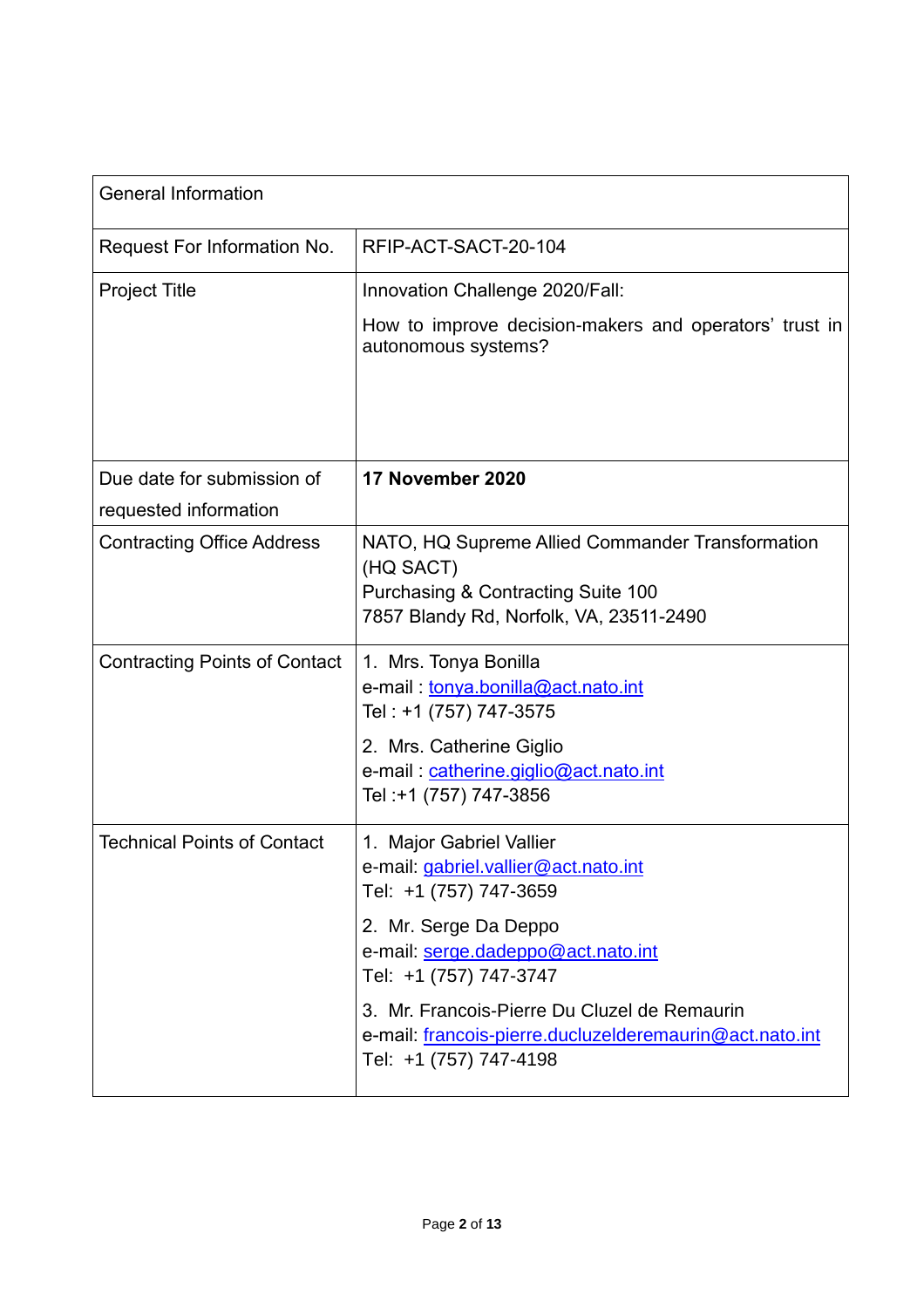| General Information | |
| --- | --- |
| Request For Information No. | RFIP-ACT-SACT-20-104 |
| Project Title | Innovation Challenge 2020/Fall:<br><br>How to improve decision-makers and operators' trust in autonomous systems? |
| Due date for submission of requested information | **17 November 2020** |
| Contracting Office Address | NATO, HQ Supreme Allied Commander Transformation (HQ SACT)<br>Purchasing & Contracting Suite 100<br>7857 Blandy Rd, Norfolk, VA, 23511-2490 |
| Contracting Points of Contact | 1. Mrs. Tonya Bonilla<br>e-mail : tonya.bonilla@act.nato.int<br>Tel : +1 (757) 747-3575<br><br>2. Mrs. Catherine Giglio<br>e-mail : catherine.giglio@act.nato.int<br>Tel :+1 (757) 747-3856 |
| Technical Points of Contact | 1. Major Gabriel Vallier<br>e-mail: gabriel.vallier@act.nato.int<br>Tel: +1 (757) 747-3659<br><br>2. Mr. Serge Da Deppo<br>e-mail: serge.dadeppo@act.nato.int<br>Tel: +1 (757) 747-3747<br><br>3. Mr. Francois-Pierre Du Cluzel de Remaurin<br>e-mail: francois-pierre.ducluzelderemaurin@act.nato.int<br>Tel: +1 (757) 747-4198 |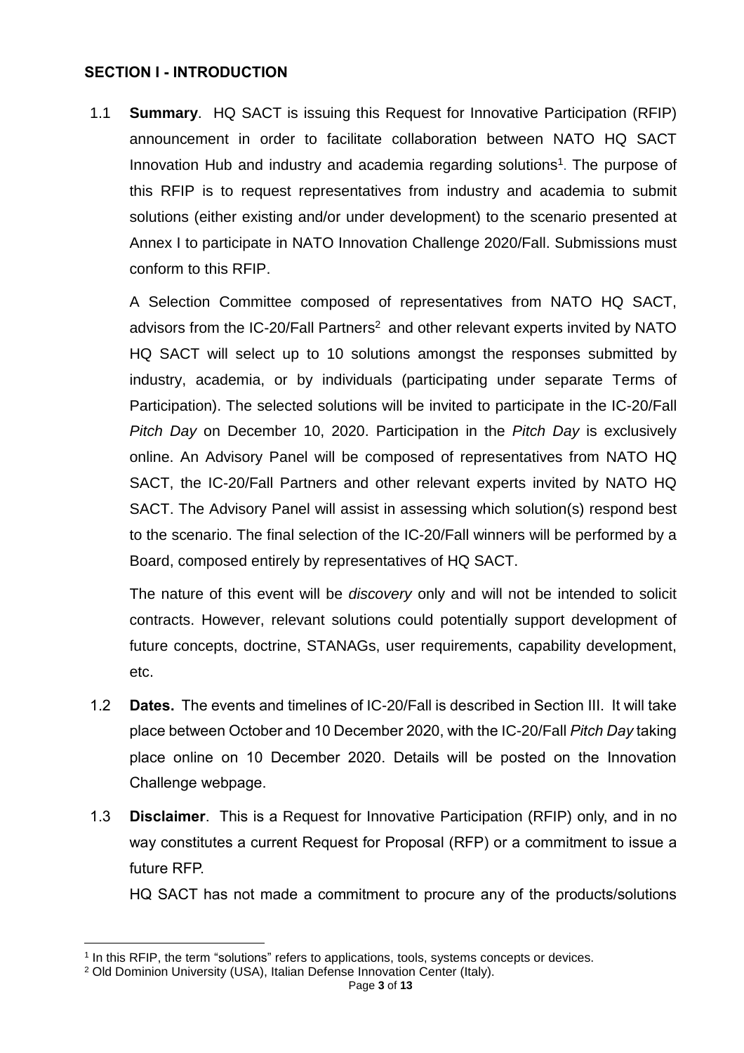## SECTION I - INTRODUCTION

1.1 **Summary**. HQ SACT is issuing this Request for Innovative Participation (RFIP) announcement in order to facilitate collaboration between NATO HQ SACT Innovation Hub and industry and academia regarding solutions[1]. The purpose of this RFIP is to request representatives from industry and academia to submit solutions (either existing and/or under development) to the scenario presented at Annex I to participate in NATO Innovation Challenge 2020/Fall. Submissions must conform to this RFIP.

A Selection Committee composed of representatives from NATO HQ SACT, advisors from the IC-20/Fall Partners[2] and other relevant experts invited by NATO HQ SACT will select up to 10 solutions amongst the responses submitted by industry, academia, or by individuals (participating under separate Terms of Participation). The selected solutions will be invited to participate in the IC-20/Fall *Pitch Day* on December 10, 2020. Participation in the *Pitch Day* is exclusively online. An Advisory Panel will be composed of representatives from NATO HQ SACT, the IC-20/Fall Partners and other relevant experts invited by NATO HQ SACT. The Advisory Panel will assist in assessing which solution(s) respond best to the scenario. The final selection of the IC-20/Fall winners will be performed by a Board, composed entirely by representatives of HQ SACT.

The nature of this event will be *discovery* only and will not be intended to solicit contracts. However, relevant solutions could potentially support development of future concepts, doctrine, STANAGs, user requirements, capability development, etc.

1.2 **Dates.** The events and timelines of IC-20/Fall is described in Section III. It will take place between October and 10 December 2020, with the IC-20/Fall *Pitch Day* taking place online on 10 December 2020. Details will be posted on the Innovation Challenge webpage.

1.3 **Disclaimer**. This is a Request for Innovative Participation (RFIP) only, and in no way constitutes a current Request for Proposal (RFP) or a commitment to issue a future RFP.

HQ SACT has not made a commitment to procure any of the products/solutions

---

[1] In this RFIP, the term "solutions" refers to applications, tools, systems concepts or devices.

[2] Old Dominion University (USA), Italian Defense Innovation Center (Italy).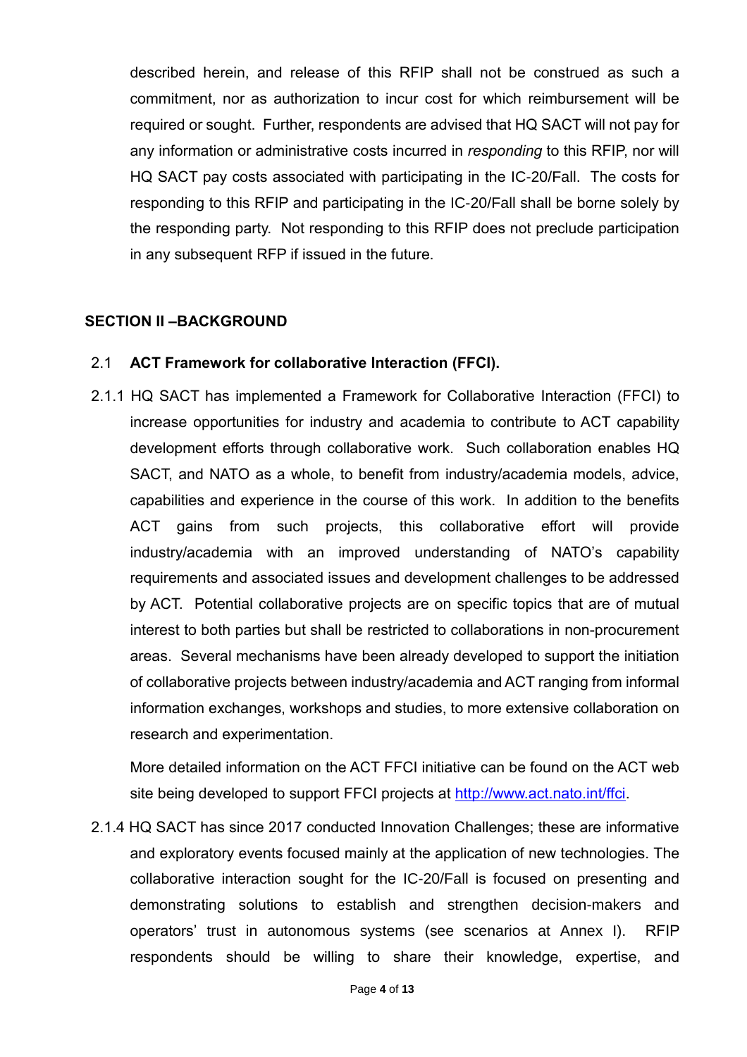described herein, and release of this RFIP shall not be construed as such a commitment, nor as authorization to incur cost for which reimbursement will be required or sought. Further, respondents are advised that HQ SACT will not pay for any information or administrative costs incurred in *responding* to this RFIP, nor will HQ SACT pay costs associated with participating in the IC-20/Fall. The costs for responding to this RFIP and participating in the IC-20/Fall shall be borne solely by the responding party. Not responding to this RFIP does not preclude participation in any subsequent RFP if issued in the future.

## SECTION II –BACKGROUND

### 2.1 ACT Framework for collaborative Interaction (FFCI).

2.1.1 HQ SACT has implemented a Framework for Collaborative Interaction (FFCI) to increase opportunities for industry and academia to contribute to ACT capability development efforts through collaborative work. Such collaboration enables HQ SACT, and NATO as a whole, to benefit from industry/academia models, advice, capabilities and experience in the course of this work. In addition to the benefits ACT gains from such projects, this collaborative effort will provide industry/academia with an improved understanding of NATO's capability requirements and associated issues and development challenges to be addressed by ACT. Potential collaborative projects are on specific topics that are of mutual interest to both parties but shall be restricted to collaborations in non-procurement areas. Several mechanisms have been already developed to support the initiation of collaborative projects between industry/academia and ACT ranging from informal information exchanges, workshops and studies, to more extensive collaboration on research and experimentation.

More detailed information on the ACT FFCI initiative can be found on the ACT web site being developed to support FFCI projects at [http://www.act.nato.int/ffci](http://www.act.nato.int/ffci).

2.1.4 HQ SACT has since 2017 conducted Innovation Challenges; these are informative and exploratory events focused mainly at the application of new technologies. The collaborative interaction sought for the IC-20/Fall is focused on presenting and demonstrating solutions to establish and strengthen decision-makers and operators' trust in autonomous systems (see scenarios at Annex I). RFIP respondents should be willing to share their knowledge, expertise, and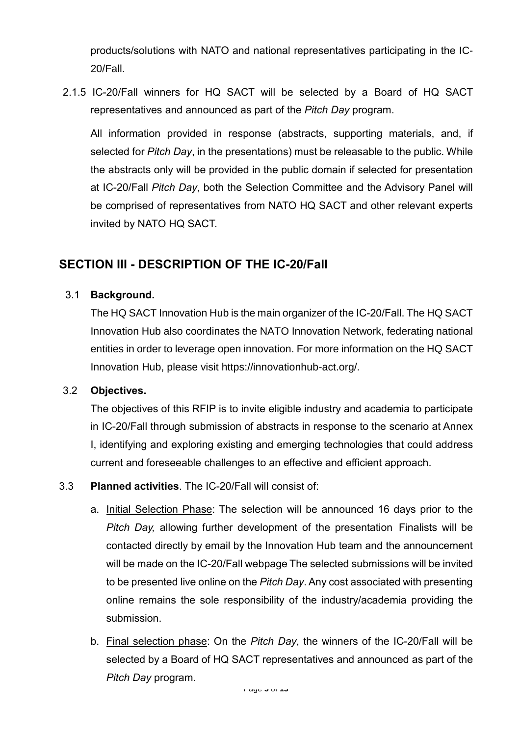products/solutions with NATO and national representatives participating in the IC-20/Fall.

2.1.5 IC-20/Fall winners for HQ SACT will be selected by a Board of HQ SACT representatives and announced as part of the *Pitch Day* program.

All information provided in response (abstracts, supporting materials, and, if selected for *Pitch Day*, in the presentations) must be releasable to the public. While the abstracts only will be provided in the public domain if selected for presentation at IC-20/Fall *Pitch Day*, both the Selection Committee and the Advisory Panel will be comprised of representatives from NATO HQ SACT and other relevant experts invited by NATO HQ SACT.

## SECTION III - DESCRIPTION OF THE IC-20/Fall

3.1 **Background.**

The HQ SACT Innovation Hub is the main organizer of the IC-20/Fall. The HQ SACT Innovation Hub also coordinates the NATO Innovation Network, federating national entities in order to leverage open innovation. For more information on the HQ SACT Innovation Hub, please visit https://innovationhub-act.org/.

3.2 **Objectives.**

The objectives of this RFIP is to invite eligible industry and academia to participate in IC-20/Fall through submission of abstracts in response to the scenario at Annex I, identifying and exploring existing and emerging technologies that could address current and foreseeable challenges to an effective and efficient approach.

3.3 **Planned activities**. The IC-20/Fall will consist of:

a. Initial Selection Phase: The selection will be announced 16 days prior to the *Pitch Day,* allowing further development of the presentation Finalists will be contacted directly by email by the Innovation Hub team and the announcement will be made on the IC-20/Fall webpage The selected submissions will be invited to be presented live online on the *Pitch Day*. Any cost associated with presenting online remains the sole responsibility of the industry/academia providing the submission.

b. Final selection phase: On the *Pitch Day*, the winners of the IC-20/Fall will be selected by a Board of HQ SACT representatives and announced as part of the *Pitch Day* program.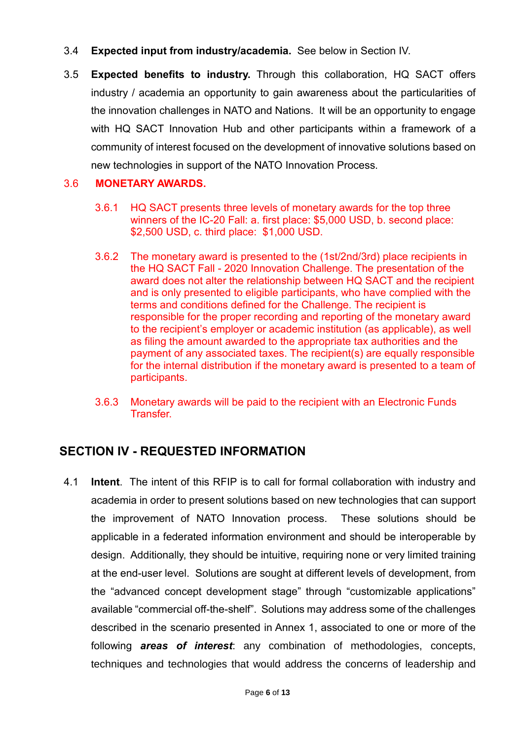3.4 **Expected input from industry/academia.** See below in Section IV.

3.5 **Expected benefits to industry.** Through this collaboration, HQ SACT offers industry / academia an opportunity to gain awareness about the particularities of the innovation challenges in NATO and Nations. It will be an opportunity to engage with HQ SACT Innovation Hub and other participants within a framework of a community of interest focused on the development of innovative solutions based on new technologies in support of the NATO Innovation Process.

3.6 **MONETARY AWARDS.**

3.6.1 HQ SACT presents three levels of monetary awards for the top three winners of the IC-20 Fall: a. first place: $5,000 USD, b. second place: $2,500 USD, c. third place: $1,000 USD.

3.6.2 The monetary award is presented to the (1st/2nd/3rd) place recipients in the HQ SACT Fall - 2020 Innovation Challenge. The presentation of the award does not alter the relationship between HQ SACT and the recipient and is only presented to eligible participants, who have complied with the terms and conditions defined for the Challenge. The recipient is responsible for the proper recording and reporting of the monetary award to the recipient's employer or academic institution (as applicable), as well as filing the amount awarded to the appropriate tax authorities and the payment of any associated taxes. The recipient(s) are equally responsible for the internal distribution if the monetary award is presented to a team of participants.

3.6.3 Monetary awards will be paid to the recipient with an Electronic Funds Transfer.

## SECTION IV - REQUESTED INFORMATION

4.1 **Intent**. The intent of this RFIP is to call for formal collaboration with industry and academia in order to present solutions based on new technologies that can support the improvement of NATO Innovation process. These solutions should be applicable in a federated information environment and should be interoperable by design. Additionally, they should be intuitive, requiring none or very limited training at the end-user level. Solutions are sought at different levels of development, from the "advanced concept development stage" through "customizable applications" available "commercial off-the-shelf". Solutions may address some of the challenges described in the scenario presented in Annex 1, associated to one or more of the following ***areas of interest***: any combination of methodologies, concepts, techniques and technologies that would address the concerns of leadership and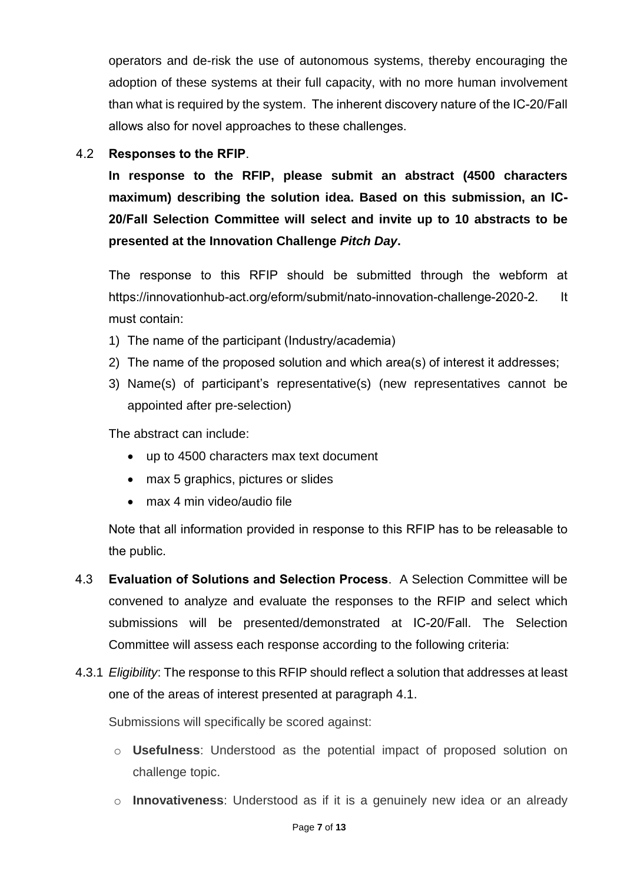operators and de-risk the use of autonomous systems, thereby encouraging the adoption of these systems at their full capacity, with no more human involvement than what is required by the system. The inherent discovery nature of the IC-20/Fall allows also for novel approaches to these challenges.

4.2 **Responses to the RFIP**.

**In response to the RFIP, please submit an abstract (4500 characters maximum) describing the solution idea. Based on this submission, an IC-20/Fall Selection Committee will select and invite up to 10 abstracts to be presented at the Innovation Challenge *Pitch Day*.**

The response to this RFIP should be submitted through the webform at https://innovationhub-act.org/eform/submit/nato-innovation-challenge-2020-2. It must contain:

1) The name of the participant (Industry/academia)
2) The name of the proposed solution and which area(s) of interest it addresses;
3) Name(s) of participant's representative(s) (new representatives cannot be appointed after pre-selection)

The abstract can include:

- up to 4500 characters max text document
- max 5 graphics, pictures or slides
- max 4 min video/audio file

Note that all information provided in response to this RFIP has to be releasable to the public.

4.3 **Evaluation of Solutions and Selection Process**. A Selection Committee will be convened to analyze and evaluate the responses to the RFIP and select which submissions will be presented/demonstrated at IC-20/Fall. The Selection Committee will assess each response according to the following criteria:

4.3.1 *Eligibility*: The response to this RFIP should reflect a solution that addresses at least one of the areas of interest presented at paragraph 4.1.

Submissions will specifically be scored against:

- **Usefulness**: Understood as the potential impact of proposed solution on challenge topic.
- **Innovativeness**: Understood as if it is a genuinely new idea or an already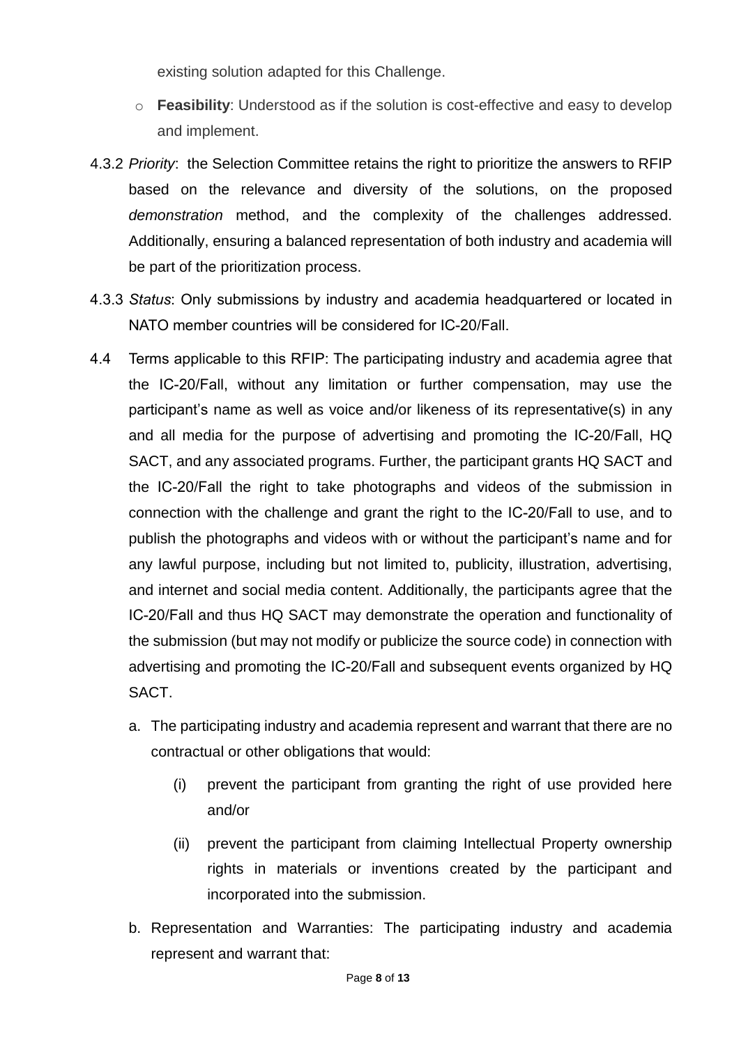existing solution adapted for this Challenge.

- **Feasibility**: Understood as if the solution is cost-effective and easy to develop and implement.

4.3.2 *Priority*: the Selection Committee retains the right to prioritize the answers to RFIP based on the relevance and diversity of the solutions, on the proposed *demonstration* method, and the complexity of the challenges addressed. Additionally, ensuring a balanced representation of both industry and academia will be part of the prioritization process.

4.3.3 *Status*: Only submissions by industry and academia headquartered or located in NATO member countries will be considered for IC-20/Fall.

4.4 Terms applicable to this RFIP: The participating industry and academia agree that the IC-20/Fall, without any limitation or further compensation, may use the participant's name as well as voice and/or likeness of its representative(s) in any and all media for the purpose of advertising and promoting the IC-20/Fall, HQ SACT, and any associated programs. Further, the participant grants HQ SACT and the IC-20/Fall the right to take photographs and videos of the submission in connection with the challenge and grant the right to the IC-20/Fall to use, and to publish the photographs and videos with or without the participant's name and for any lawful purpose, including but not limited to, publicity, illustration, advertising, and internet and social media content. Additionally, the participants agree that the IC-20/Fall and thus HQ SACT may demonstrate the operation and functionality of the submission (but may not modify or publicize the source code) in connection with advertising and promoting the IC-20/Fall and subsequent events organized by HQ SACT.

a. The participating industry and academia represent and warrant that there are no contractual or other obligations that would:

   (i) prevent the participant from granting the right of use provided here and/or

   (ii) prevent the participant from claiming Intellectual Property ownership rights in materials or inventions created by the participant and incorporated into the submission.

b. Representation and Warranties: The participating industry and academia represent and warrant that: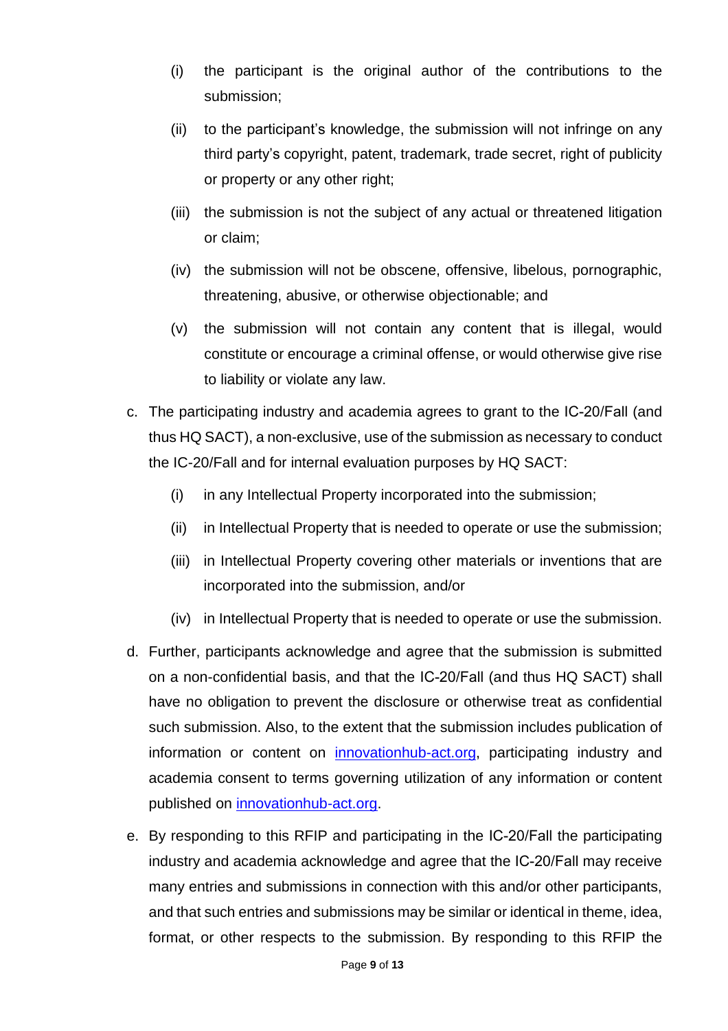(i) the participant is the original author of the contributions to the submission;

(ii) to the participant's knowledge, the submission will not infringe on any third party's copyright, patent, trademark, trade secret, right of publicity or property or any other right;

(iii) the submission is not the subject of any actual or threatened litigation or claim;

(iv) the submission will not be obscene, offensive, libelous, pornographic, threatening, abusive, or otherwise objectionable; and

(v) the submission will not contain any content that is illegal, would constitute or encourage a criminal offense, or would otherwise give rise to liability or violate any law.

c. The participating industry and academia agrees to grant to the IC-20/Fall (and thus HQ SACT), a non-exclusive, use of the submission as necessary to conduct the IC-20/Fall and for internal evaluation purposes by HQ SACT:

   (i) in any Intellectual Property incorporated into the submission;

   (ii) in Intellectual Property that is needed to operate or use the submission;

   (iii) in Intellectual Property covering other materials or inventions that are incorporated into the submission, and/or

   (iv) in Intellectual Property that is needed to operate or use the submission.

d. Further, participants acknowledge and agree that the submission is submitted on a non-confidential basis, and that the IC-20/Fall (and thus HQ SACT) shall have no obligation to prevent the disclosure or otherwise treat as confidential such submission. Also, to the extent that the submission includes publication of information or content on [innovationhub-act.org](innovationhub-act.org), participating industry and academia consent to terms governing utilization of any information or content published on [innovationhub-act.org](innovationhub-act.org).

e. By responding to this RFIP and participating in the IC-20/Fall the participating industry and academia acknowledge and agree that the IC-20/Fall may receive many entries and submissions in connection with this and/or other participants, and that such entries and submissions may be similar or identical in theme, idea, format, or other respects to the submission. By responding to this RFIP the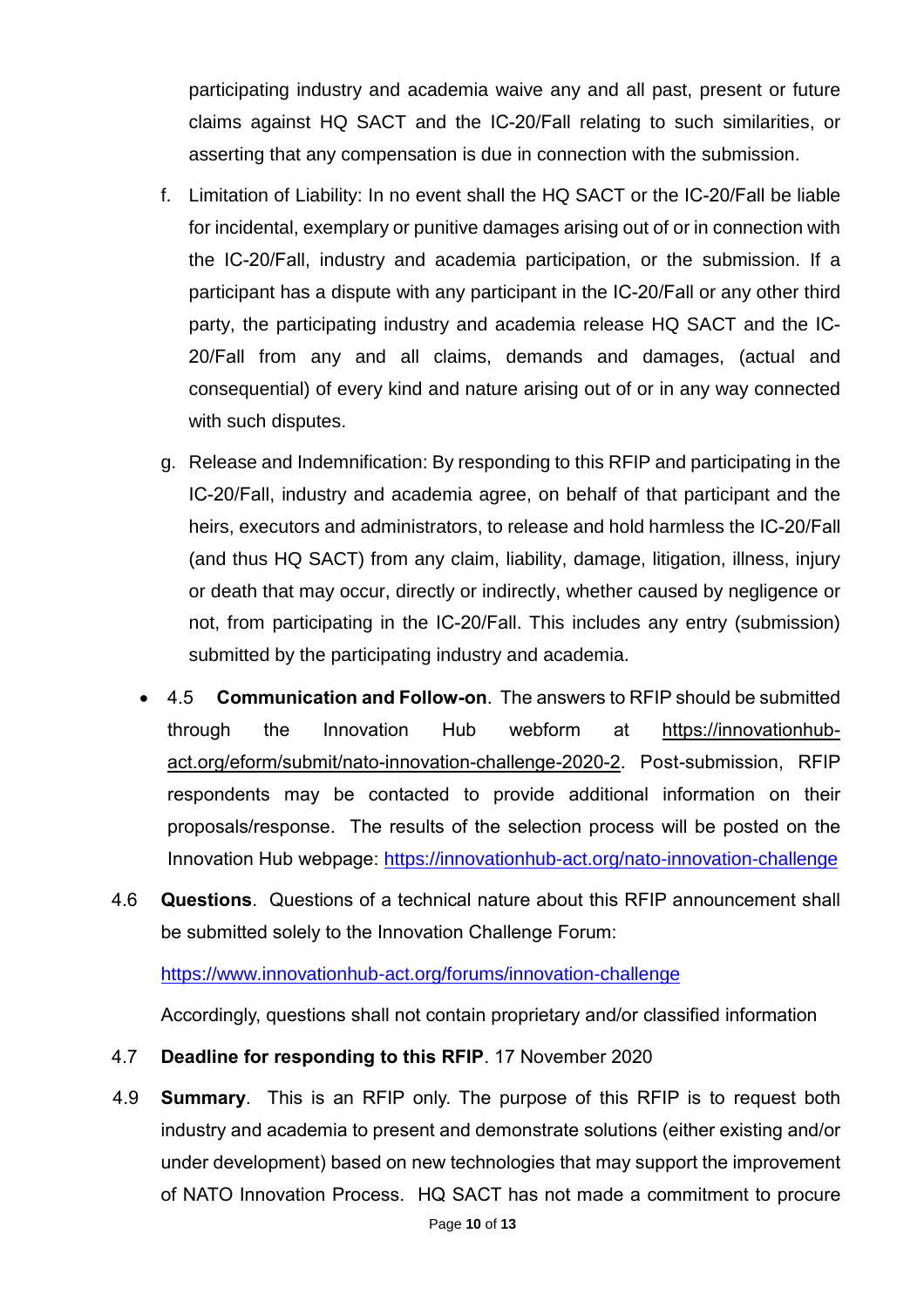participating industry and academia waive any and all past, present or future claims against HQ SACT and the IC-20/Fall relating to such similarities, or asserting that any compensation is due in connection with the submission.

f. Limitation of Liability: In no event shall the HQ SACT or the IC-20/Fall be liable for incidental, exemplary or punitive damages arising out of or in connection with the IC-20/Fall, industry and academia participation, or the submission. If a participant has a dispute with any participant in the IC-20/Fall or any other third party, the participating industry and academia release HQ SACT and the IC-20/Fall from any and all claims, demands and damages, (actual and consequential) of every kind and nature arising out of or in any way connected with such disputes.

g. Release and Indemnification: By responding to this RFIP and participating in the IC-20/Fall, industry and academia agree, on behalf of that participant and the heirs, executors and administrators, to release and hold harmless the IC-20/Fall (and thus HQ SACT) from any claim, liability, damage, litigation, illness, injury or death that may occur, directly or indirectly, whether caused by negligence or not, from participating in the IC-20/Fall. This includes any entry (submission) submitted by the participating industry and academia.

- 4.5 **Communication and Follow-on**. The answers to RFIP should be submitted through the Innovation Hub webform at https://innovationhub-act.org/eform/submit/nato-innovation-challenge-2020-2. Post-submission, RFIP respondents may be contacted to provide additional information on their proposals/response. The results of the selection process will be posted on the Innovation Hub webpage: https://innovationhub-act.org/nato-innovation-challenge

4.6 **Questions**. Questions of a technical nature about this RFIP announcement shall be submitted solely to the Innovation Challenge Forum:

https://www.innovationhub-act.org/forums/innovation-challenge

Accordingly, questions shall not contain proprietary and/or classified information

4.7 **Deadline for responding to this RFIP**. 17 November 2020

4.9 **Summary**. This is an RFIP only. The purpose of this RFIP is to request both industry and academia to present and demonstrate solutions (either existing and/or under development) based on new technologies that may support the improvement of NATO Innovation Process. HQ SACT has not made a commitment to procure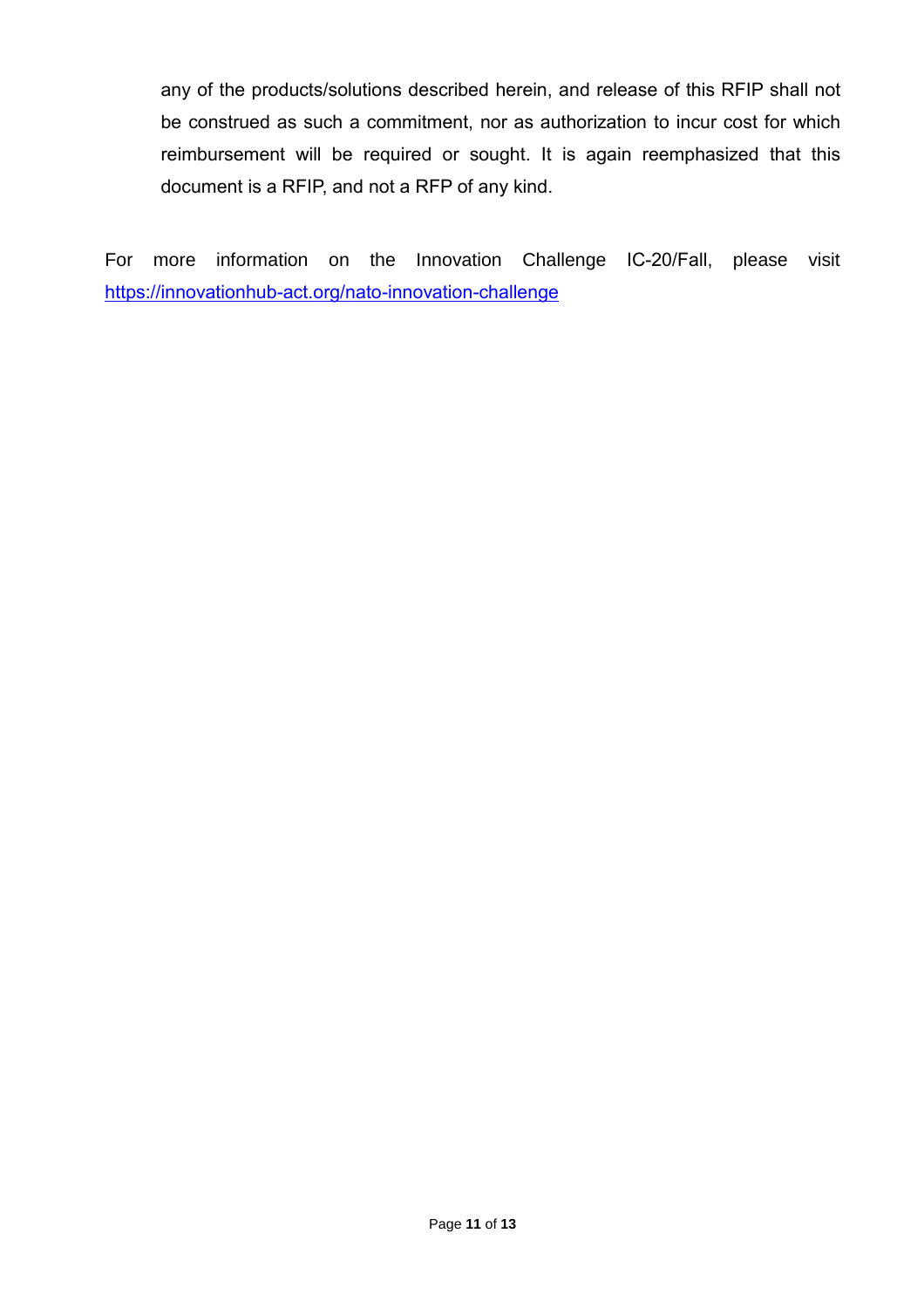any of the products/solutions described herein, and release of this RFIP shall not be construed as such a commitment, nor as authorization to incur cost for which reimbursement will be required or sought. It is again reemphasized that this document is a RFIP, and not a RFP of any kind.

For more information on the Innovation Challenge IC-20/Fall, please visit [https://innovationhub-act.org/nato-innovation-challenge](https://innovationhub-act.org/nato-innovation-challenge)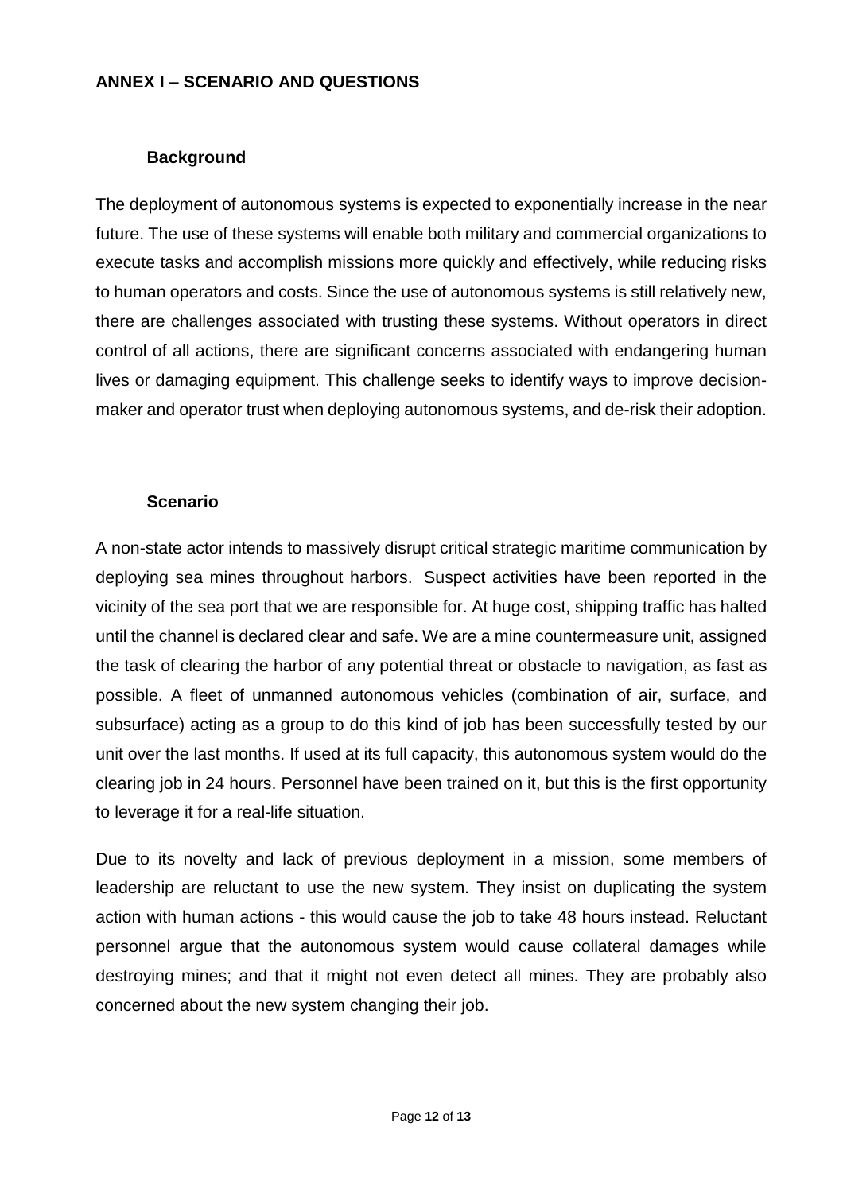## ANNEX I – SCENARIO AND QUESTIONS

### Background

The deployment of autonomous systems is expected to exponentially increase in the near future. The use of these systems will enable both military and commercial organizations to execute tasks and accomplish missions more quickly and effectively, while reducing risks to human operators and costs. Since the use of autonomous systems is still relatively new, there are challenges associated with trusting these systems. Without operators in direct control of all actions, there are significant concerns associated with endangering human lives or damaging equipment. This challenge seeks to identify ways to improve decision-maker and operator trust when deploying autonomous systems, and de-risk their adoption.

### Scenario

A non-state actor intends to massively disrupt critical strategic maritime communication by deploying sea mines throughout harbors. Suspect activities have been reported in the vicinity of the sea port that we are responsible for. At huge cost, shipping traffic has halted until the channel is declared clear and safe. We are a mine countermeasure unit, assigned the task of clearing the harbor of any potential threat or obstacle to navigation, as fast as possible. A fleet of unmanned autonomous vehicles (combination of air, surface, and subsurface) acting as a group to do this kind of job has been successfully tested by our unit over the last months. If used at its full capacity, this autonomous system would do the clearing job in 24 hours. Personnel have been trained on it, but this is the first opportunity to leverage it for a real-life situation.

Due to its novelty and lack of previous deployment in a mission, some members of leadership are reluctant to use the new system. They insist on duplicating the system action with human actions - this would cause the job to take 48 hours instead. Reluctant personnel argue that the autonomous system would cause collateral damages while destroying mines; and that it might not even detect all mines. They are probably also concerned about the new system changing their job.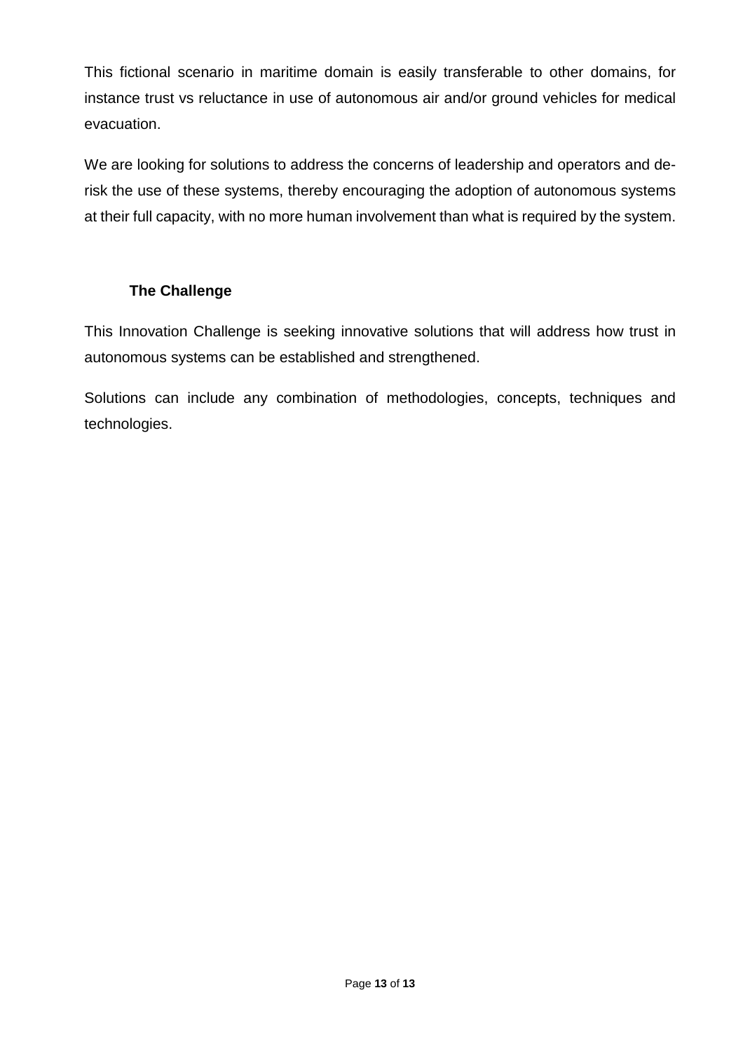This fictional scenario in maritime domain is easily transferable to other domains, for instance trust vs reluctance in use of autonomous air and/or ground vehicles for medical evacuation.

We are looking for solutions to address the concerns of leadership and operators and de-risk the use of these systems, thereby encouraging the adoption of autonomous systems at their full capacity, with no more human involvement than what is required by the system.

## The Challenge

This Innovation Challenge is seeking innovative solutions that will address how trust in autonomous systems can be established and strengthened.

Solutions can include any combination of methodologies, concepts, techniques and technologies.